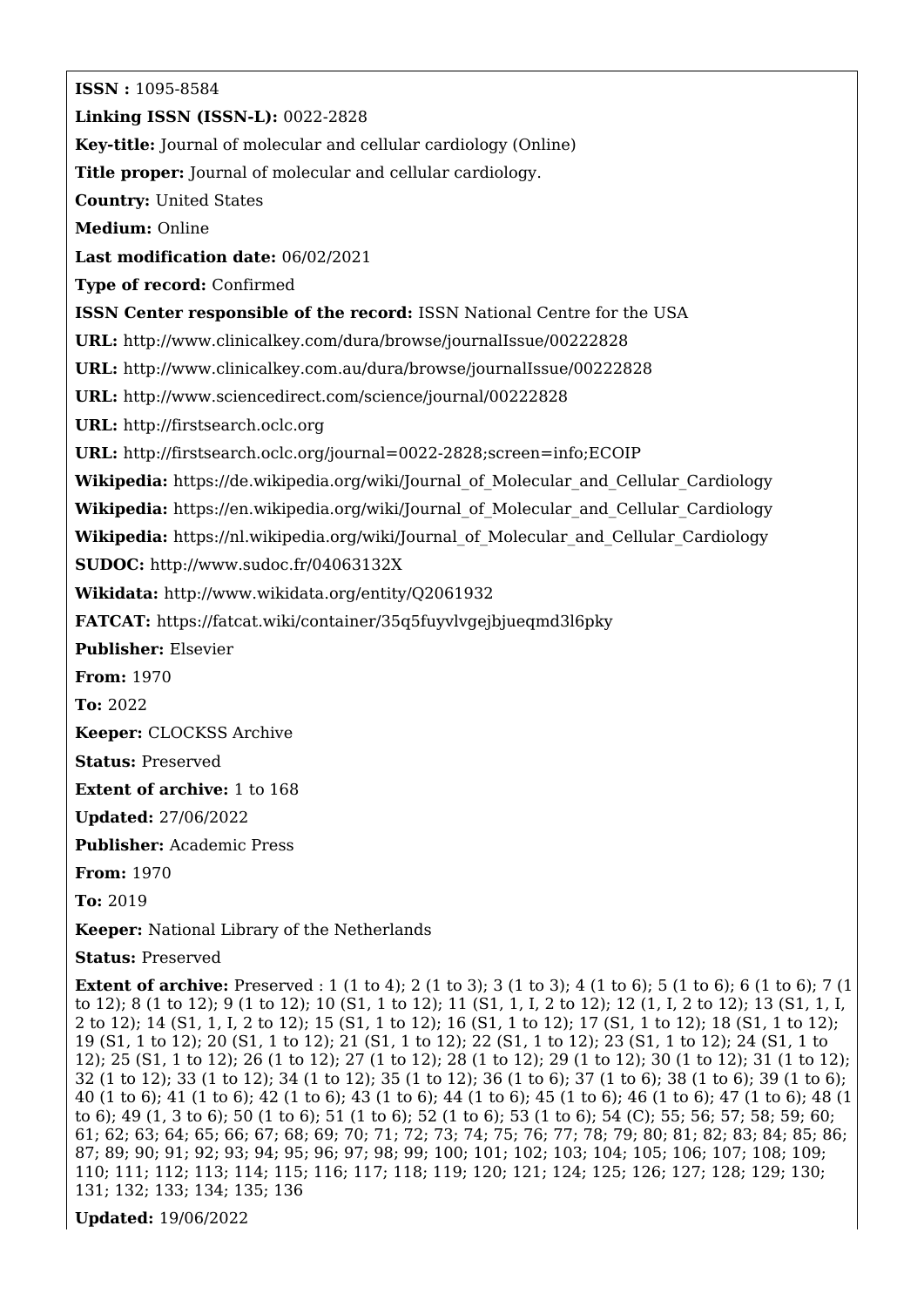**ISSN :** 1095-8584

**Linking ISSN (ISSN-L):** 0022-2828

**Key-title:** Journal of molecular and cellular cardiology (Online)

**Title proper:** Journal of molecular and cellular cardiology.

**Country:** United States

**Medium:** Online

**Last modification date:** 06/02/2021

**Type of record:** Confirmed

**ISSN Center responsible of the record:** ISSN National Centre for the USA

**URL:** http://www.clinicalkey.com/dura/browse/journalIssue/00222828

**URL:** http://www.clinicalkey.com.au/dura/browse/journalIssue/00222828

**URL:** http://www.sciencedirect.com/science/journal/00222828

**URL:** http://firstsearch.oclc.org

**URL:** http://firstsearch.oclc.org/journal=0022-2828;screen=info;ECOIP

**Wikipedia:** https://de.wikipedia.org/wiki/Journal_of_Molecular_and_Cellular_Cardiology

**Wikipedia:** https://en.wikipedia.org/wiki/Journal_of_Molecular_and_Cellular_Cardiology

**Wikipedia:** https://nl.wikipedia.org/wiki/Journal_of_Molecular_and_Cellular_Cardiology

**SUDOC:** http://www.sudoc.fr/04063132X

**Wikidata:** http://www.wikidata.org/entity/Q2061932

**FATCAT:** https://fatcat.wiki/container/35q5fuyvlvgejbjueqmd3l6pky

**Publisher:** Elsevier

**From:** 1970

**To:** 2022

**Keeper:** CLOCKSS Archive

**Status:** Preserved

**Extent of archive:** 1 to 168

**Updated:** 27/06/2022

**Publisher:** Academic Press

**From:** 1970

**To:** 2019

**Keeper:** National Library of the Netherlands

**Status:** Preserved

**Extent of archive:** Preserved : 1 (1 to 4); 2 (1 to 3); 3 (1 to 3); 4 (1 to 6); 5 (1 to 6); 6 (1 to 6); 7 (1 to 12); 8 (1 to 12); 9 (1 to 12); 10 (S1, 1 to 12); 11 (S1, 1, I, 2 to 12); 12 (1, I, 2 to 12); 13 (S1, 1, I, 2 to 12); 14 (S1, 1, I, 2 to 12); 15 (S1, 1 to 12); 16 (S1, 1 to 12); 17 (S1, 1 to 12); 18 (S1, 1 to 12); 19 (S1, 1 to 12); 20 (S1, 1 to 12); 21 (S1, 1 to 12); 22 (S1, 1 to 12); 23 (S1, 1 to 12); 24 (S1, 1 to 12); 25 (S1, 1 to 12); 26 (1 to 12); 27 (1 to 12); 28 (1 to 12); 29 (1 to 12); 30 (1 to 12); 31 (1 to 12); 32 (1 to 12); 33 (1 to 12); 34 (1 to 12); 35 (1 to 12); 36 (1 to 6); 37 (1 to 6); 38 (1 to 6); 39 (1 to 6); 40 (1 to 6); 41 (1 to 6); 42 (1 to 6); 43 (1 to 6); 44 (1 to 6); 45 (1 to 6); 46 (1 to 6); 47 (1 to 6); 48 (1 to 6); 49 (1, 3 to 6); 50 (1 to 6); 51 (1 to 6); 52 (1 to 6); 53 (1 to 6); 54 (C); 55; 56; 57; 58; 59; 60; 61; 62; 63; 64; 65; 66; 67; 68; 69; 70; 71; 72; 73; 74; 75; 76; 77; 78; 79; 80; 81; 82; 83; 84; 85; 86; 87; 89; 90; 91; 92; 93; 94; 95; 96; 97; 98; 99; 100; 101; 102; 103; 104; 105; 106; 107; 108; 109; 110; 111; 112; 113; 114; 115; 116; 117; 118; 119; 120; 121; 124; 125; 126; 127; 128; 129; 130; 131; 132; 133; 134; 135; 136

**Updated:** 19/06/2022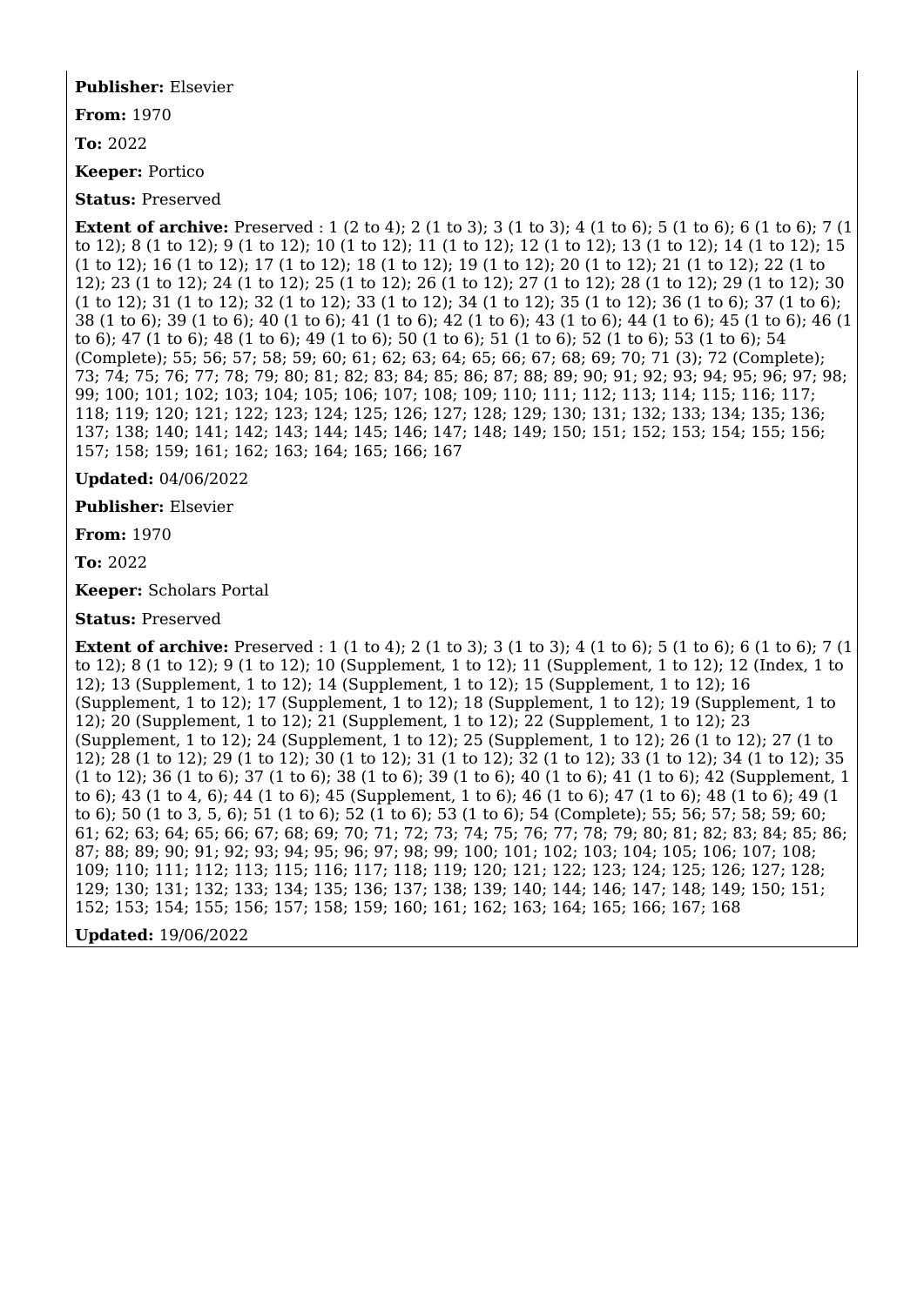**Publisher:** Elsevier

**From:** 1970

**To:** 2022

**Keeper:** Portico

**Status:** Preserved

**Extent of archive:** Preserved : 1 (2 to 4); 2 (1 to 3); 3 (1 to 3); 4 (1 to 6); 5 (1 to 6); 6 (1 to 6); 7 (1 to 12); 8 (1 to 12); 9 (1 to 12); 10 (1 to 12); 11 (1 to 12); 12 (1 to 12); 13 (1 to 12); 14 (1 to 12); 15 (1 to 12); 16 (1 to 12); 17 (1 to 12); 18 (1 to 12); 19 (1 to 12); 20 (1 to 12); 21 (1 to 12); 22 (1 to 12); 23 (1 to 12); 24 (1 to 12); 25 (1 to 12); 26 (1 to 12); 27 (1 to 12); 28 (1 to 12); 29 (1 to 12); 30 (1 to 12); 31 (1 to 12); 32 (1 to 12); 33 (1 to 12); 34 (1 to 12); 35 (1 to 12); 36 (1 to 6); 37 (1 to 6); 38 (1 to 6); 39 (1 to 6); 40 (1 to 6); 41 (1 to 6); 42 (1 to 6); 43 (1 to 6); 44 (1 to 6); 45 (1 to 6); 46 (1 to 6); 47 (1 to 6); 48 (1 to 6); 49 (1 to 6); 50 (1 to 6); 51 (1 to 6); 52 (1 to 6); 53 (1 to 6); 54 (Complete); 55; 56; 57; 58; 59; 60; 61; 62; 63; 64; 65; 66; 67; 68; 69; 70; 71 (3); 72 (Complete); 73; 74; 75; 76; 77; 78; 79; 80; 81; 82; 83; 84; 85; 86; 87; 88; 89; 90; 91; 92; 93; 94; 95; 96; 97; 98; 99; 100; 101; 102; 103; 104; 105; 106; 107; 108; 109; 110; 111; 112; 113; 114; 115; 116; 117; 118; 119; 120; 121; 122; 123; 124; 125; 126; 127; 128; 129; 130; 131; 132; 133; 134; 135; 136; 137; 138; 140; 141; 142; 143; 144; 145; 146; 147; 148; 149; 150; 151; 152; 153; 154; 155; 156; 157; 158; 159; 161; 162; 163; 164; 165; 166; 167

**Updated:** 04/06/2022

**Publisher:** Elsevier

**From:** 1970

**To:** 2022

**Keeper:** Scholars Portal

**Status:** Preserved

**Extent of archive:** Preserved : 1 (1 to 4); 2 (1 to 3); 3 (1 to 3); 4 (1 to 6); 5 (1 to 6); 6 (1 to 6); 7 (1 to 12); 8 (1 to 12); 9 (1 to 12); 10 (Supplement, 1 to 12); 11 (Supplement, 1 to 12); 12 (Index, 1 to 12); 13 (Supplement, 1 to 12); 14 (Supplement, 1 to 12); 15 (Supplement, 1 to 12); 16 (Supplement, 1 to 12); 17 (Supplement, 1 to 12); 18 (Supplement, 1 to 12); 19 (Supplement, 1 to 12); 20 (Supplement, 1 to 12); 21 (Supplement, 1 to 12); 22 (Supplement, 1 to 12); 23 (Supplement, 1 to 12); 24 (Supplement, 1 to 12); 25 (Supplement, 1 to 12); 26 (1 to 12); 27 (1 to 12); 28 (1 to 12); 29 (1 to 12); 30 (1 to 12); 31 (1 to 12); 32 (1 to 12); 33 (1 to 12); 34 (1 to 12); 35 (1 to 12); 36 (1 to 6); 37 (1 to 6); 38 (1 to 6); 39 (1 to 6); 40 (1 to 6); 41 (1 to 6); 42 (Supplement, 1 to 6); 43 (1 to 4, 6); 44 (1 to 6); 45 (Supplement, 1 to 6); 46 (1 to 6); 47 (1 to 6); 48 (1 to 6); 49 (1 to 6); 50 (1 to 3, 5, 6); 51 (1 to 6); 52 (1 to 6); 53 (1 to 6); 54 (Complete); 55; 56; 57; 58; 59; 60; 61; 62; 63; 64; 65; 66; 67; 68; 69; 70; 71; 72; 73; 74; 75; 76; 77; 78; 79; 80; 81; 82; 83; 84; 85; 86; 87; 88; 89; 90; 91; 92; 93; 94; 95; 96; 97; 98; 99; 100; 101; 102; 103; 104; 105; 106; 107; 108; 109; 110; 111; 112; 113; 115; 116; 117; 118; 119; 120; 121; 122; 123; 124; 125; 126; 127; 128; 129; 130; 131; 132; 133; 134; 135; 136; 137; 138; 139; 140; 144; 146; 147; 148; 149; 150; 151; 152; 153; 154; 155; 156; 157; 158; 159; 160; 161; 162; 163; 164; 165; 166; 167; 168

**Updated:** 19/06/2022